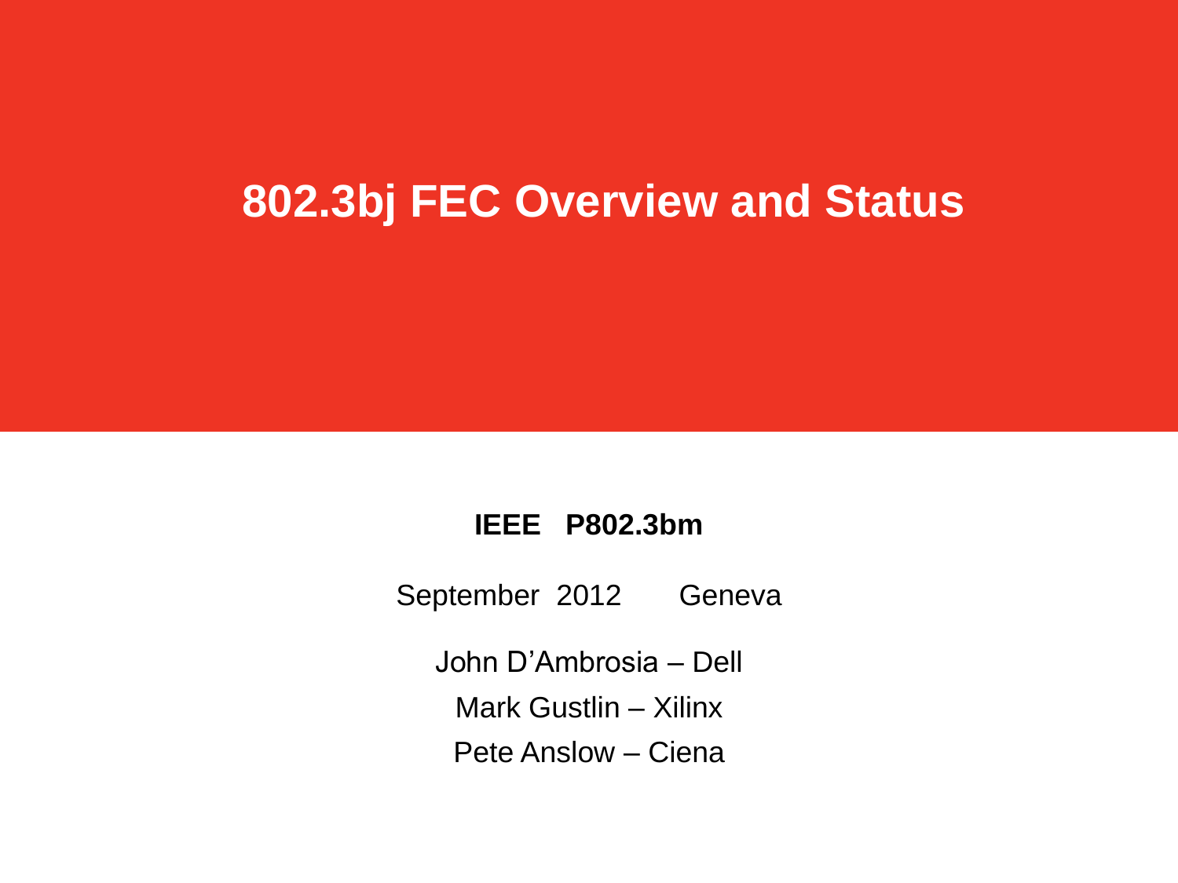# 802.3bj FEC Overview and Status

**IEEE P802.3bm**

September 2012 Geneva

John D'Ambrosia – Dell

Mark Gustlin – Xilinx

Pete Anslow – Ciena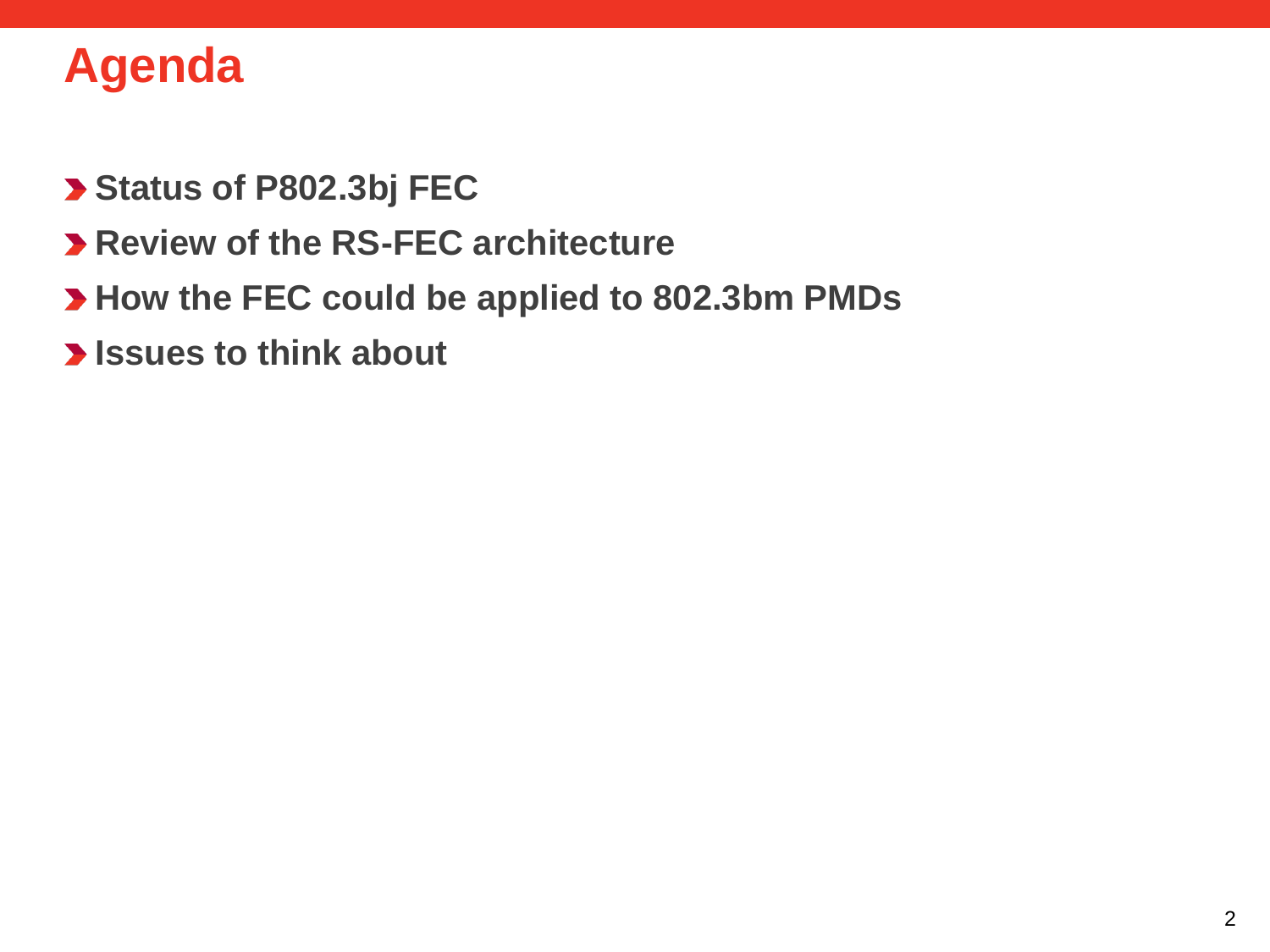# Agenda

- **Status of P802.3bj FEC**
- **Review of the RS-FEC architecture**
- **How the FEC could be applied to 802.3bm PMDs**
- **Issues to think about**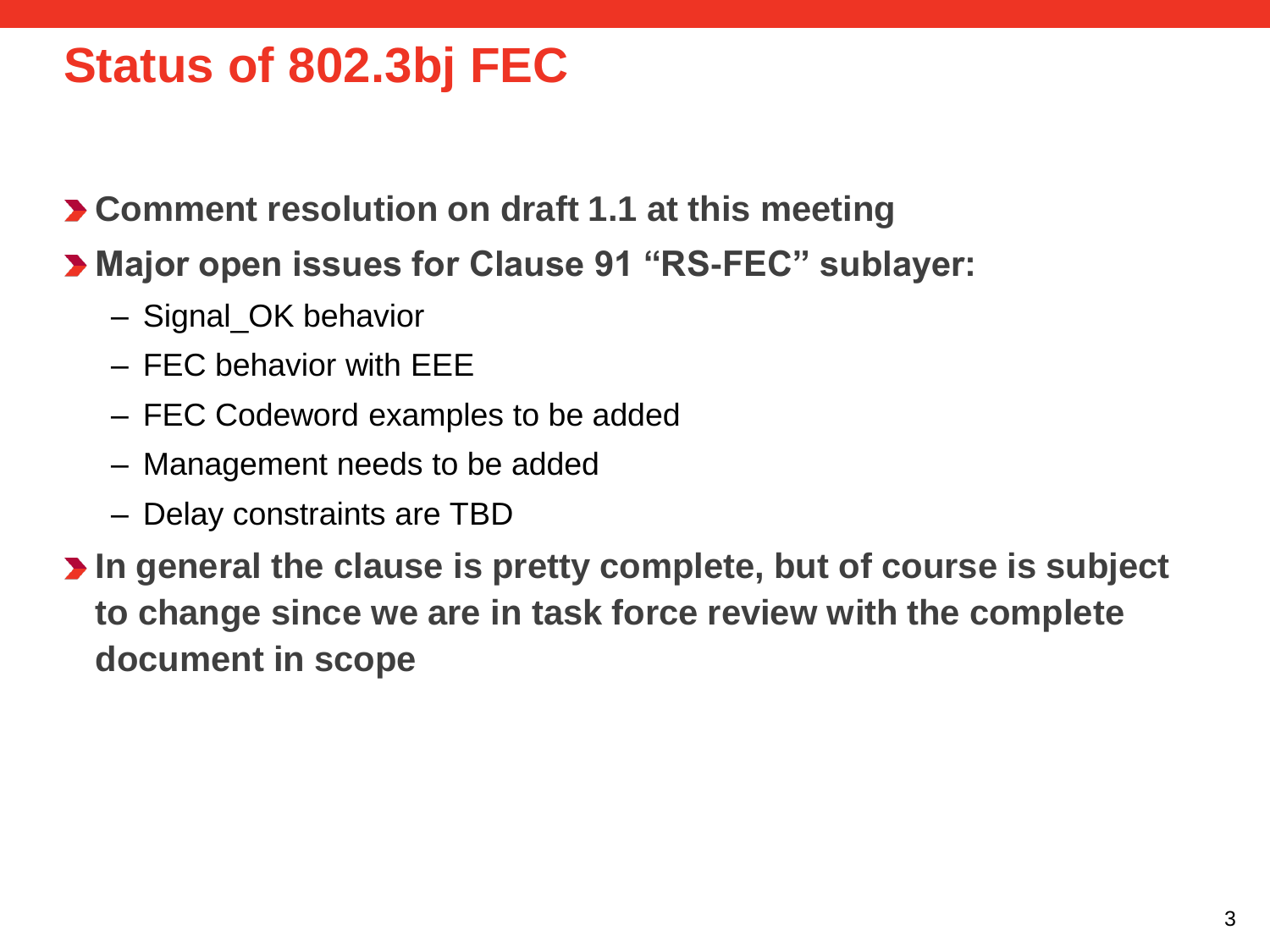# Status of 802.3bj FEC

- **Comment resolution on draft 1.1 at this meeting**
- **Major open issues for Clause 91 "RS-FEC" sublayer:**
  - Signal_OK behavior
  - FEC behavior with EEE
  - FEC Codeword examples to be added
  - Management needs to be added
  - Delay constraints are TBD
- **In general the clause is pretty complete, but of course is subject to change since we are in task force review with the complete document in scope**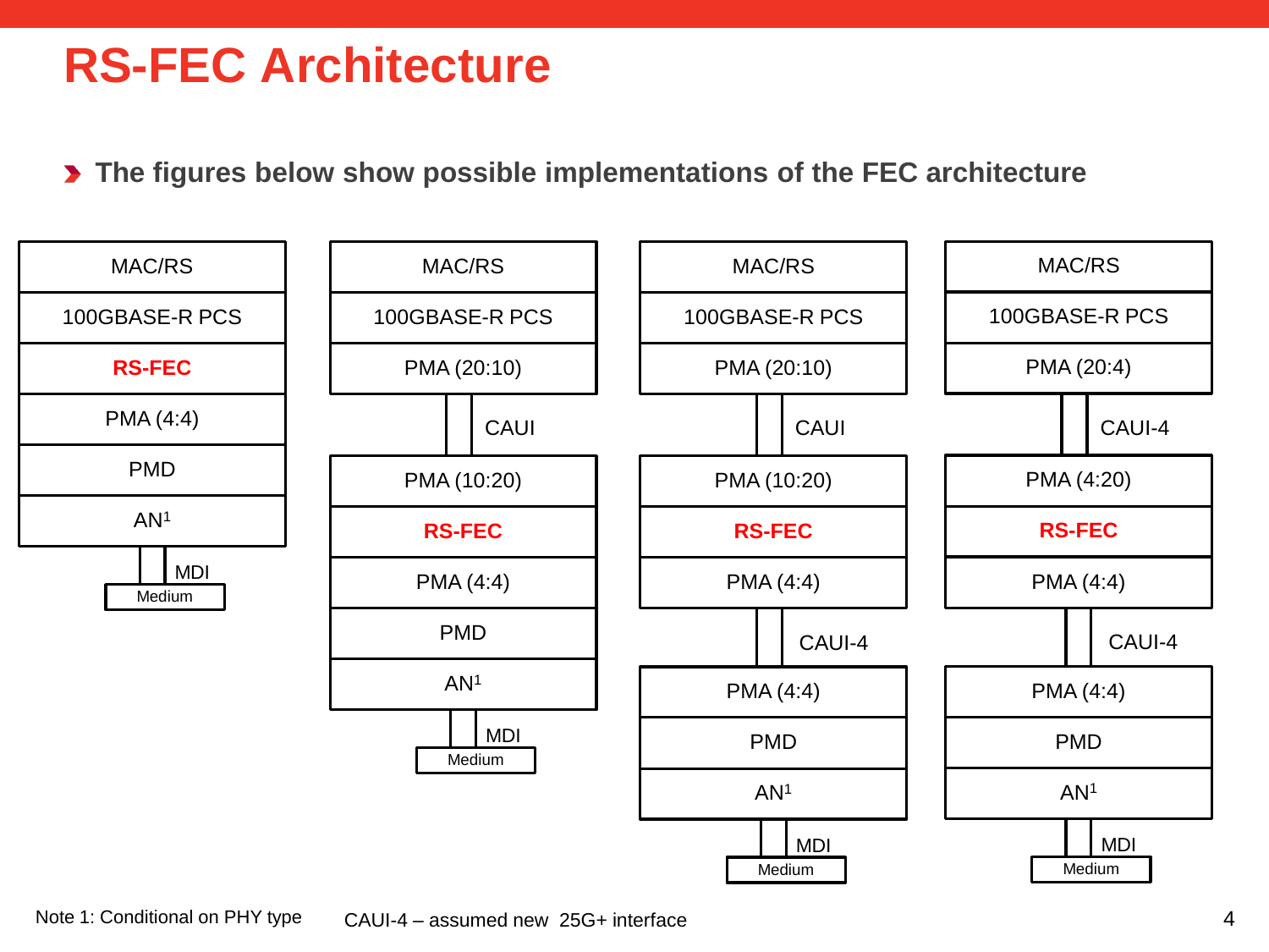# RS-FEC Architecture

- **The figures below show possible implementations of the FEC architecture**

**Implementation 1**

| |
|---|
| MAC/RS |
| 100GBASE-R PCS |
| **RS-FEC** |
| PMA (4:4) |
| PMD |
| AN[1] |
| MDI |
| Medium |

**Implementation 2**

| |
|---|
| MAC/RS |
| 100GBASE-R PCS |
| PMA (20:10) |
| CAUI |
| PMA (10:20) |
| **RS-FEC** |
| PMA (4:4) |
| PMD |
| AN[1] |
| MDI |
| Medium |

**Implementation 3**

| |
|---|
| MAC/RS |
| 100GBASE-R PCS |
| PMA (20:10) |
| CAUI |
| PMA (10:20) |
| **RS-FEC** |
| PMA (4:4) |
| CAUI-4 |
| PMA (4:4) |
| PMD |
| AN[1] |
| MDI |
| Medium |

**Implementation 4**

| |
|---|
| MAC/RS |
| 100GBASE-R PCS |
| PMA (20:4) |
| CAUI-4 |
| PMA (4:20) |
| **RS-FEC** |
| PMA (4:4) |
| CAUI-4 |
| PMA (4:4) |
| PMD |
| AN[1] |
| MDI |
| Medium |

Note 1: Conditional on PHY type

CAUI-4 – assumed new 25G+ interface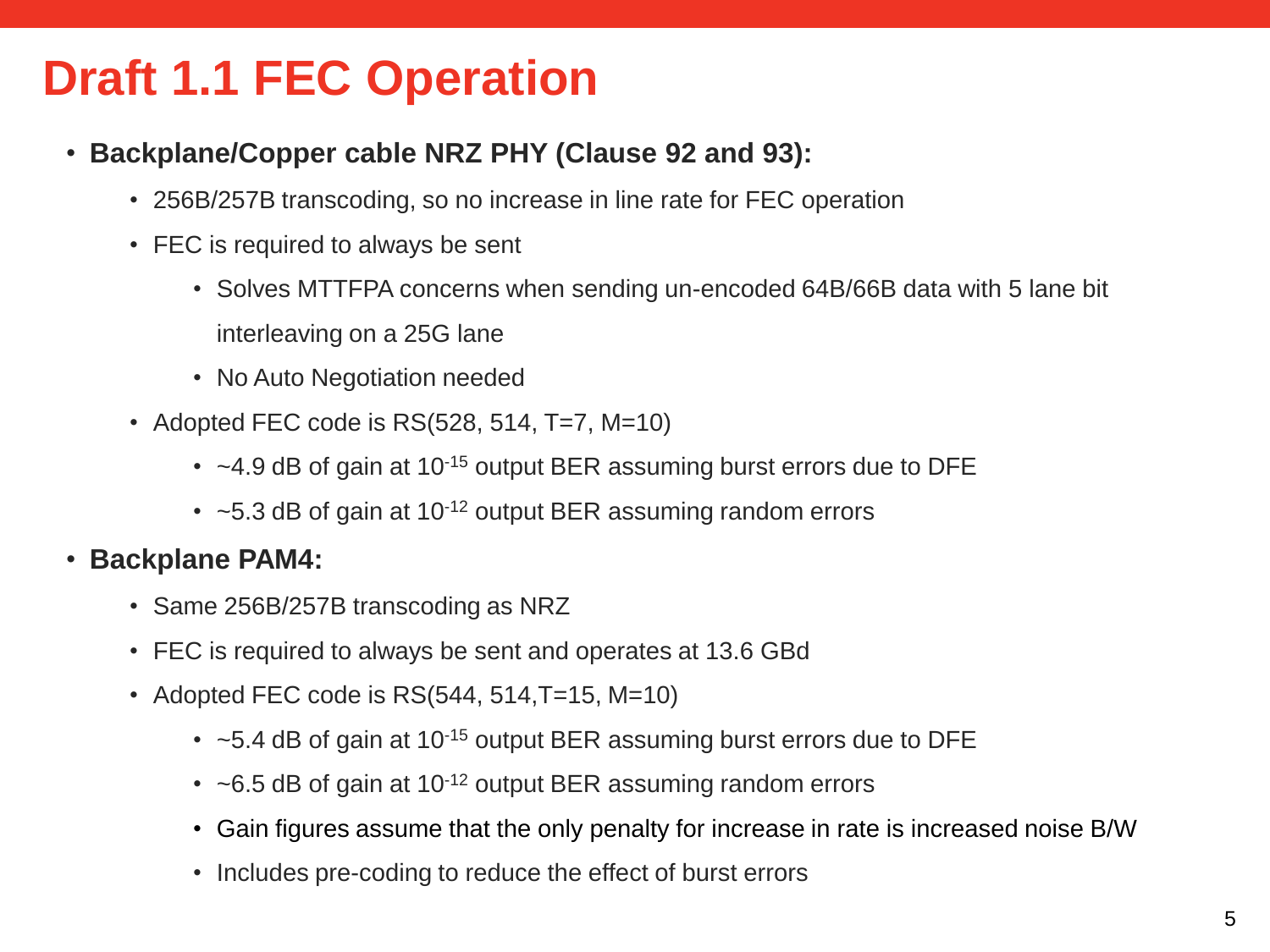# Draft 1.1 FEC Operation

- **Backplane/Copper cable NRZ PHY (Clause 92 and 93):**
  - 256B/257B transcoding, so no increase in line rate for FEC operation
  - FEC is required to always be sent
    - Solves MTTFPA concerns when sending un-encoded 64B/66B data with 5 lane bit interleaving on a 25G lane
    - No Auto Negotiation needed
  - Adopted FEC code is RS(528, 514, T=7, M=10)
    - ~4.9 dB of gain at $10^{-15}$ output BER assuming burst errors due to DFE
    - ~5.3 dB of gain at $10^{-12}$ output BER assuming random errors
- **Backplane PAM4:**
  - Same 256B/257B transcoding as NRZ
  - FEC is required to always be sent and operates at 13.6 GBd
  - Adopted FEC code is RS(544, 514,T=15, M=10)
    - ~5.4 dB of gain at $10^{-15}$ output BER assuming burst errors due to DFE
    - ~6.5 dB of gain at $10^{-12}$ output BER assuming random errors
    - Gain figures assume that the only penalty for increase in rate is increased noise B/W
    - Includes pre-coding to reduce the effect of burst errors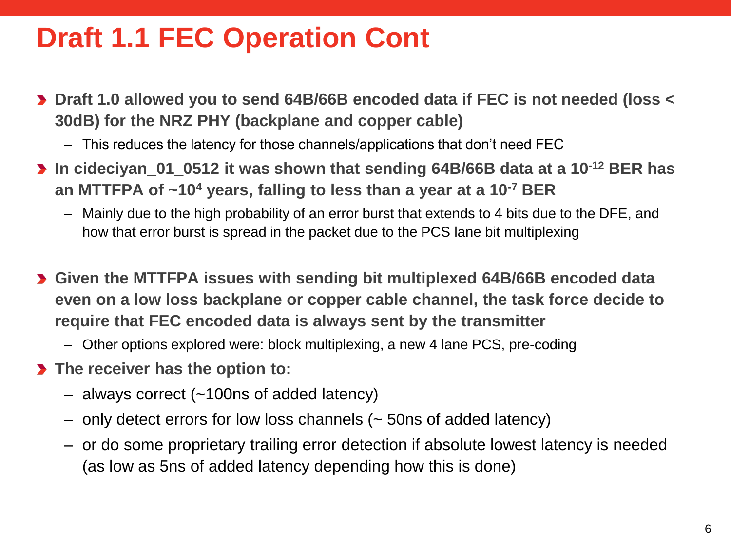# Draft 1.1 FEC Operation Cont

- **Draft 1.0 allowed you to send 64B/66B encoded data if FEC is not needed (loss < 30dB) for the NRZ PHY (backplane and copper cable)**
  - This reduces the latency for those channels/applications that don't need FEC
- **In cideciyan_01_0512 it was shown that sending 64B/66B data at a $10^{-12}$ BER has an MTTFPA of ~$10^4$ years, falling to less than a year at a $10^{-7}$ BER**
  - Mainly due to the high probability of an error burst that extends to 4 bits due to the DFE, and how that error burst is spread in the packet due to the PCS lane bit multiplexing
- **Given the MTTFPA issues with sending bit multiplexed 64B/66B encoded data even on a low loss backplane or copper cable channel, the task force decide to require that FEC encoded data is always sent by the transmitter**
  - Other options explored were: block multiplexing, a new 4 lane PCS, pre-coding
- **The receiver has the option to:**
  - always correct (~100ns of added latency)
  - only detect errors for low loss channels (~ 50ns of added latency)
  - or do some proprietary trailing error detection if absolute lowest latency is needed (as low as 5ns of added latency depending how this is done)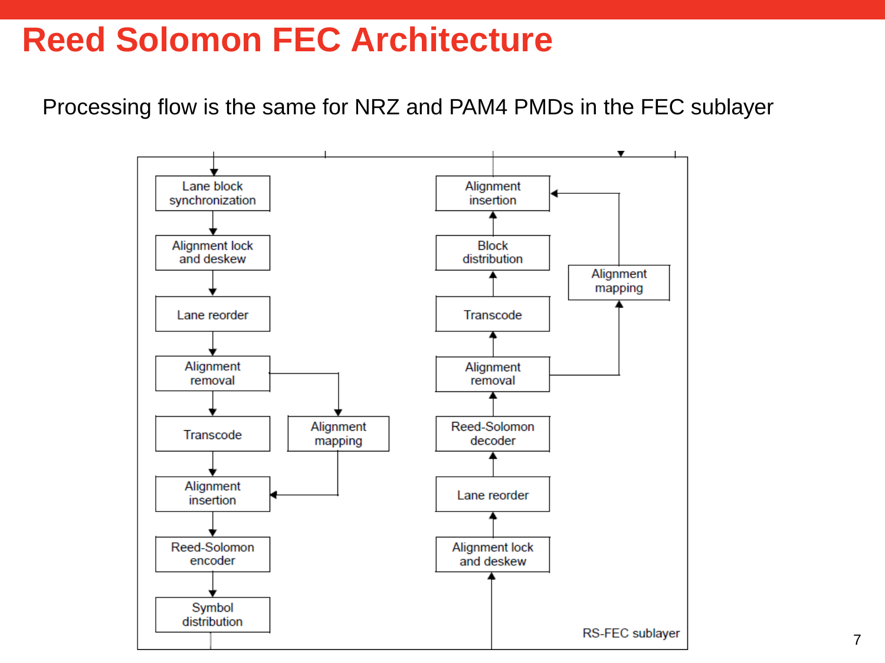# Reed Solomon FEC Architecture

Processing flow is the same for NRZ and PAM4 PMDs in the FEC sublayer

Lane block synchronization → Alignment lock and deskew → Lane reorder → Alignment removal → Transcode → Alignment insertion → Reed-Solomon encoder → Symbol distribution

Alignment removal → Alignment mapping → Alignment insertion

Alignment lock and deskew → Lane reorder → Reed-Solomon decoder → Alignment removal → Transcode → Block distribution → Alignment insertion

Alignment removal → Alignment mapping → Alignment insertion

RS-FEC sublayer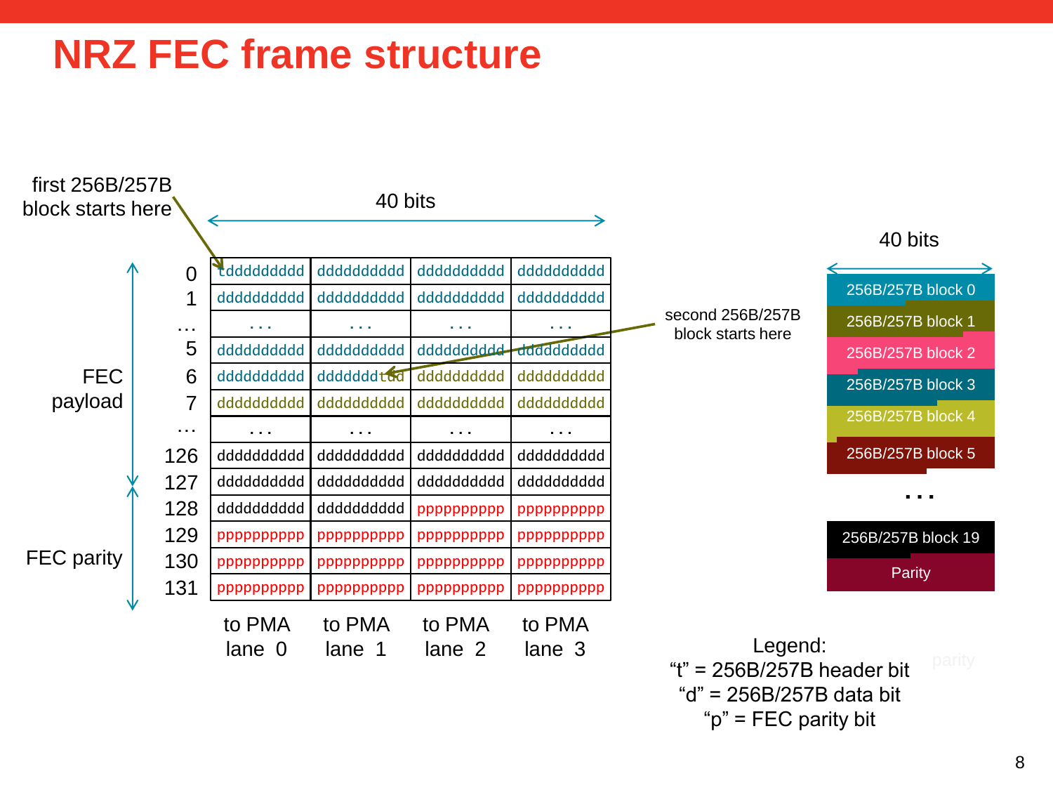# NRZ FEC frame structure

first 256B/257B block starts here

40 bits

| Row | to PMA lane 0 | to PMA lane 1 | to PMA lane 2 | to PMA lane 3 |
|---|---|---|---|---|
| 0 | tddddddddd | dddddddddd | dddddddddd | dddddddddd |
| 1 | dddddddddd | dddddddddd | dddddddddd | dddddddddd |
| … | . . . | . . . | . . . | . . . |
| 5 | dddddddddd | dddddddddd | dddddddddd | dddddddddd |
| 6 | dddddddddd | ddddddd tdd | dddddddddd | dddddddddd |
| 7 | dddddddddd | dddddddddd | dddddddddd | dddddddddd |
| … | . . . | . . . | . . . | . . . |
| 126 | dddddddddd | dddddddddd | dddddddddd | dddddddddd |
| 127 | dddddddddd | dddddddddd | dddddddddd | dddddddddd |
| 128 | dddddddddd | dddddddddd | pppppppppp | pppppppppp |
| 129 | pppppppppp | pppppppppp | pppppppppp | pppppppppp |
| 130 | pppppppppp | pppppppppp | pppppppppp | pppppppppp |
| 131 | pppppppppp | pppppppppp | pppppppppp | pppppppppp |

FEC payload: rows 0–127

FEC parity: rows 128–131

second 256B/257B block starts here

40 bits

- 256B/257B block 0
- 256B/257B block 1
- 256B/257B block 2
- 256B/257B block 3
- 256B/257B block 4
- 256B/257B block 5
- . . .
- 256B/257B block 19
- Parity

Legend:
"t" = 256B/257B header bit
"d" = 256B/257B data bit
"p" = FEC parity bit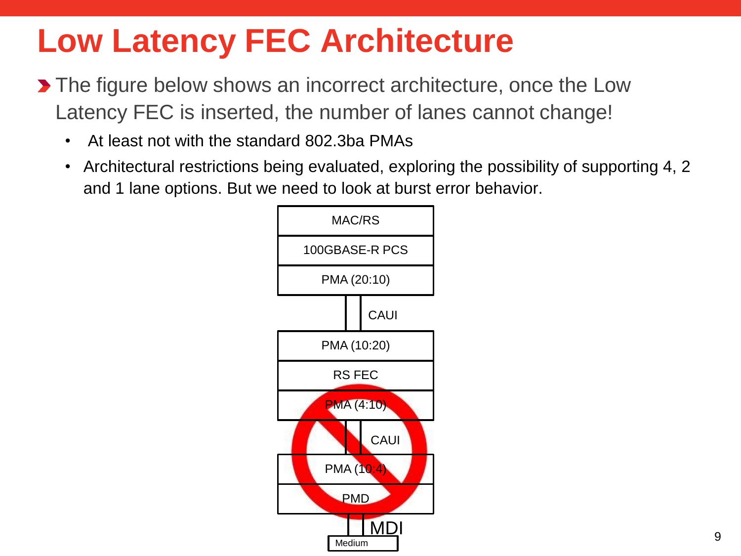# Low Latency FEC Architecture

- The figure below shows an incorrect architecture, once the Low Latency FEC is inserted, the number of lanes cannot change!
  - At least not with the standard 802.3ba PMAs
  - Architectural restrictions being evaluated, exploring the possibility of supporting 4, 2 and 1 lane options. But we need to look at burst error behavior.

MAC/RS

100GBASE-R PCS

PMA (20:10)

CAUI

PMA (10:20)

RS FEC

PMA (4:10)

CAUI

PMA (10:4)

PMD

MDI

Medium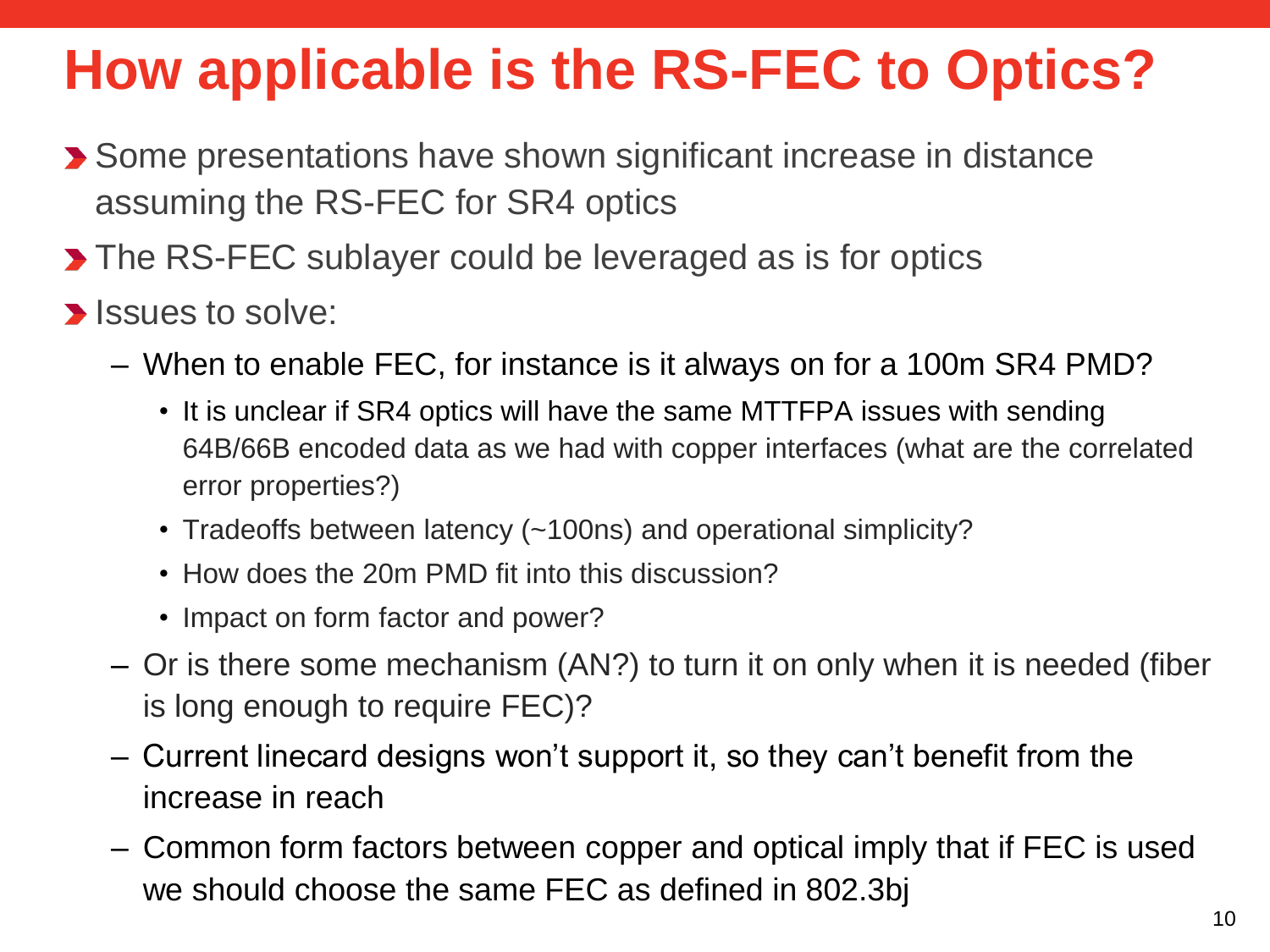# How applicable is the RS-FEC to Optics?

- Some presentations have shown significant increase in distance assuming the RS-FEC for SR4 optics
- The RS-FEC sublayer could be leveraged as is for optics
- Issues to solve:
  - When to enable FEC, for instance is it always on for a 100m SR4 PMD?
    - It is unclear if SR4 optics will have the same MTTFPA issues with sending 64B/66B encoded data as we had with copper interfaces (what are the correlated error properties?)
    - Tradeoffs between latency (~100ns) and operational simplicity?
    - How does the 20m PMD fit into this discussion?
    - Impact on form factor and power?
  - Or is there some mechanism (AN?) to turn it on only when it is needed (fiber is long enough to require FEC)?
  - Current linecard designs won't support it, so they can't benefit from the increase in reach
  - Common form factors between copper and optical imply that if FEC is used we should choose the same FEC as defined in 802.3bj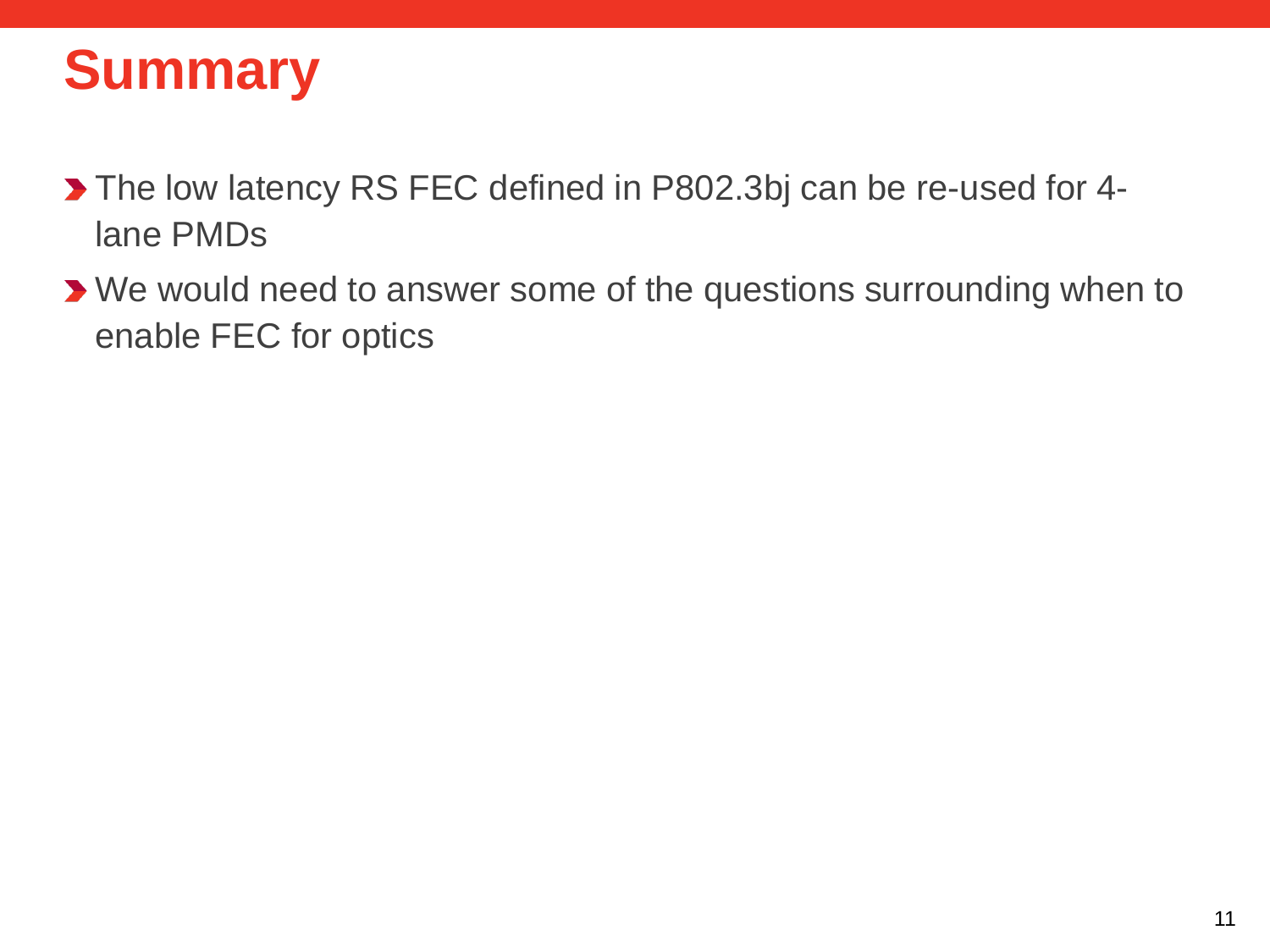# Summary

- The low latency RS FEC defined in P802.3bj can be re-used for 4-lane PMDs
- We would need to answer some of the questions surrounding when to enable FEC for optics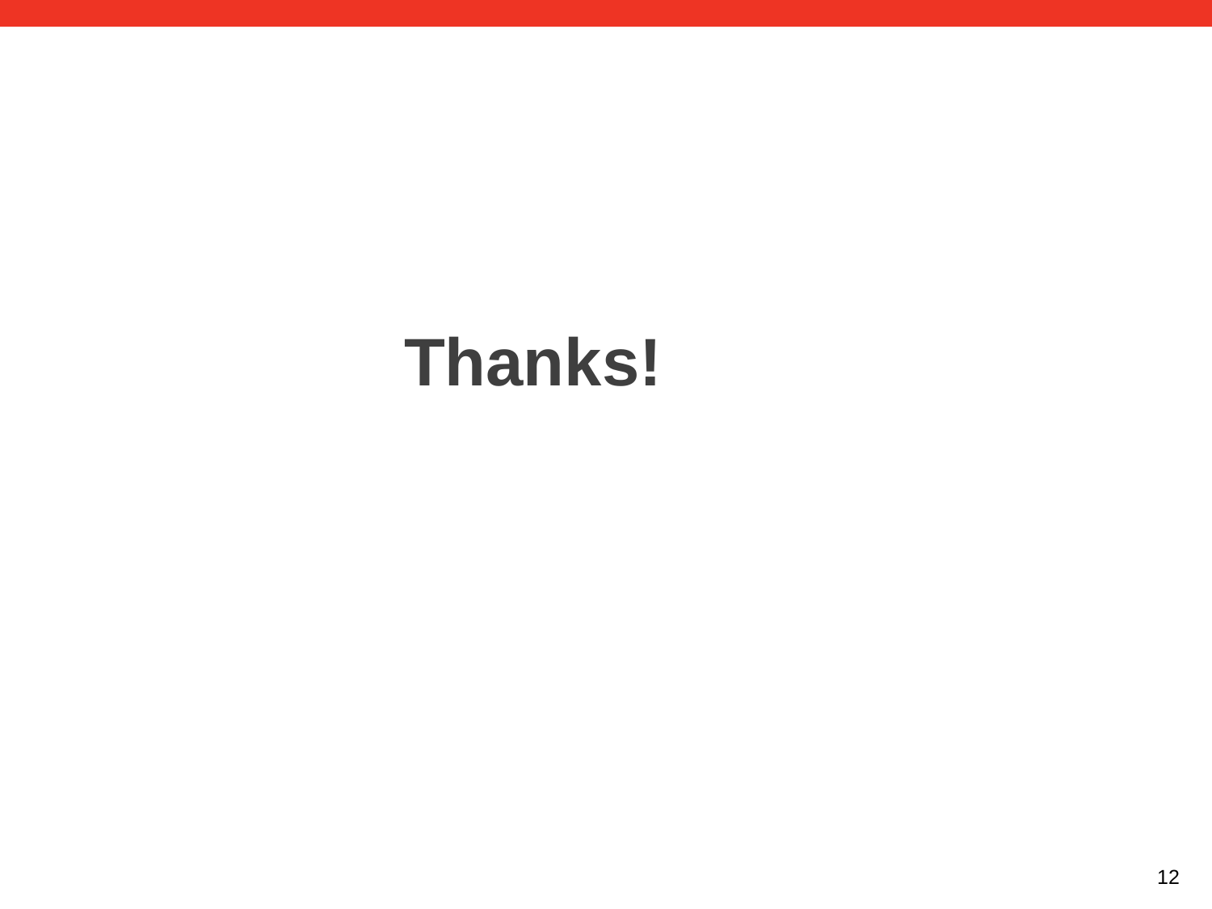# Thanks!